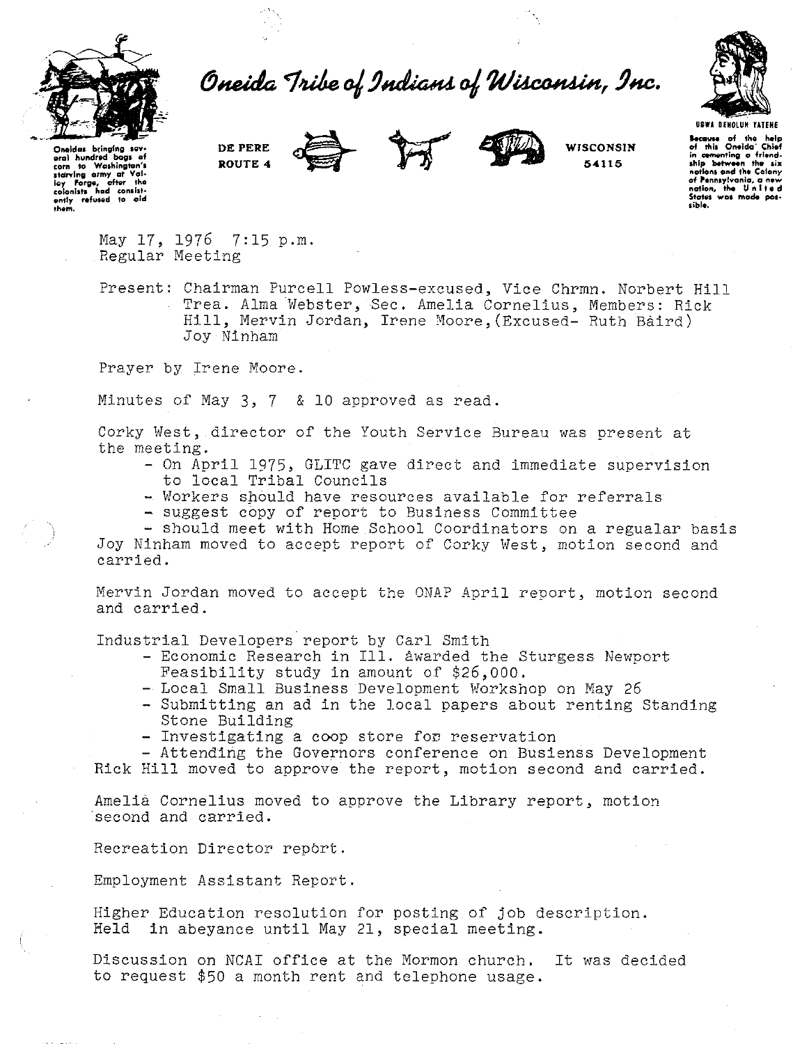# Oneida Tribe of Indians of Wisconsin, Inc.

Oneidas bringing several hundred bags of corn to Washington's starving army at Valley Forge, after the colonists had consistently refused to aid them.

DE PERE
ROUTE 4

WISCONSIN
54115

UGWA DEHOLUH YATEHE

Because of the help of this Oneida Chief in cementing a friendship between the six nations and the Colony of Pennsylvania, a new nation, the United States was made possible.

May 17, 1976 7:15 p.m.
Regular Meeting

Present: Chairman Purcell Powless-excused, Vice Chrmn. Norbert Hill Trea. Alma Webster, Sec. Amelia Cornelius, Members: Rick Hill, Mervin Jordan, Irene Moore, (Excused- Ruth Baird) Joy Ninham

Prayer by Irene Moore.

Minutes of May 3, 7 & 10 approved as read.

Corky West, director of the Youth Service Bureau was present at the meeting.

- On April 1975, GLITC gave direct and immediate supervision to local Tribal Councils
- Workers should have resources available for referrals
- suggest copy of report to Business Committee
- should meet with Home School Coordinators on a regualar basis

Joy Ninham moved to accept report of Corky West, motion second and carried.

Mervin Jordan moved to accept the ONAP April report, motion second and carried.

Industrial Developers report by Carl Smith

- Economic Research in Ill. awarded the Sturgess Newport Feasibility study in amount of $26,000.
- Local Small Business Development Workshop on May 26
- Submitting an ad in the local papers about renting Standing Stone Building
- Investigating a coop store for reservation
- Attending the Governors conference on Busienss Development

Rick Hill moved to approve the report, motion second and carried.

Amelia Cornelius moved to approve the Library report, motion second and carried.

Recreation Director report.

Employment Assistant Report.

Higher Education resolution for posting of job description. Held in abeyance until May 21, special meeting.

Discussion on NCAI office at the Mormon church. It was decided to request $50 a month rent and telephone usage.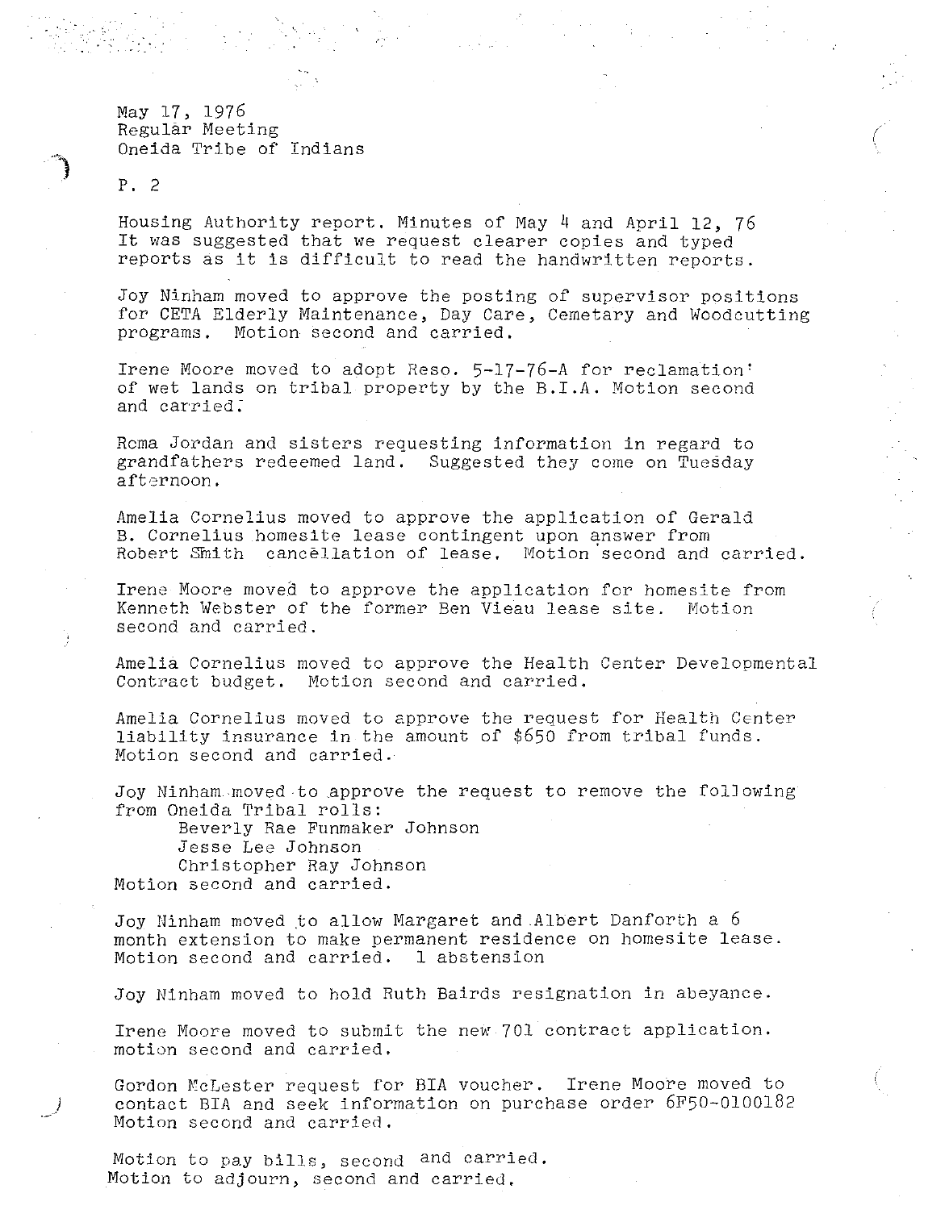May 17, 1976
Regular Meeting
Oneida Tribe of Indians

P. 2

Housing Authority report. Minutes of May 4 and April 12, 76 It was suggested that we request clearer copies and typed reports as it is difficult to read the handwritten reports.

Joy Ninham moved to approve the posting of supervisor positions for CETA Elderly Maintenance, Day Care, Cemetary and Woodcutting programs. Motion second and carried.

Irene Moore moved to adopt Reso. 5-17-76-A for reclamation of wet lands on tribal property by the B.I.A. Motion second and carried.

Roma Jordan and sisters requesting information in regard to grandfathers redeemed land. Suggested they come on Tuesday afternoon.

Amelia Cornelius moved to approve the application of Gerald B. Cornelius homesite lease contingent upon answer from Robert Smith cancellation of lease. Motion second and carried.

Irene Moore moved to approve the application for homesite from Kenneth Webster of the former Ben Vieau lease site. Motion second and carried.

Amelia Cornelius moved to approve the Health Center Developmental Contract budget. Motion second and carried.

Amelia Cornelius moved to approve the request for Health Center liability insurance in the amount of $650 from tribal funds. Motion second and carried.

Joy Ninham moved to approve the request to remove the following from Oneida Tribal rolls:

Beverly Rae Funmaker Johnson
Jesse Lee Johnson
Christopher Ray Johnson

Motion second and carried.

Joy Ninham moved to allow Margaret and Albert Danforth a 6 month extension to make permanent residence on homesite lease. Motion second and carried. 1 abstension

Joy Ninham moved to hold Ruth Bairds resignation in abeyance.

Irene Moore moved to submit the new 701 contract application. motion second and carried.

Gordon McLester request for BIA voucher. Irene Moore moved to contact BIA and seek information on purchase order 6F50-0100182 Motion second and carried.

Motion to pay bills, second and carried.
Motion to adjourn, second and carried.